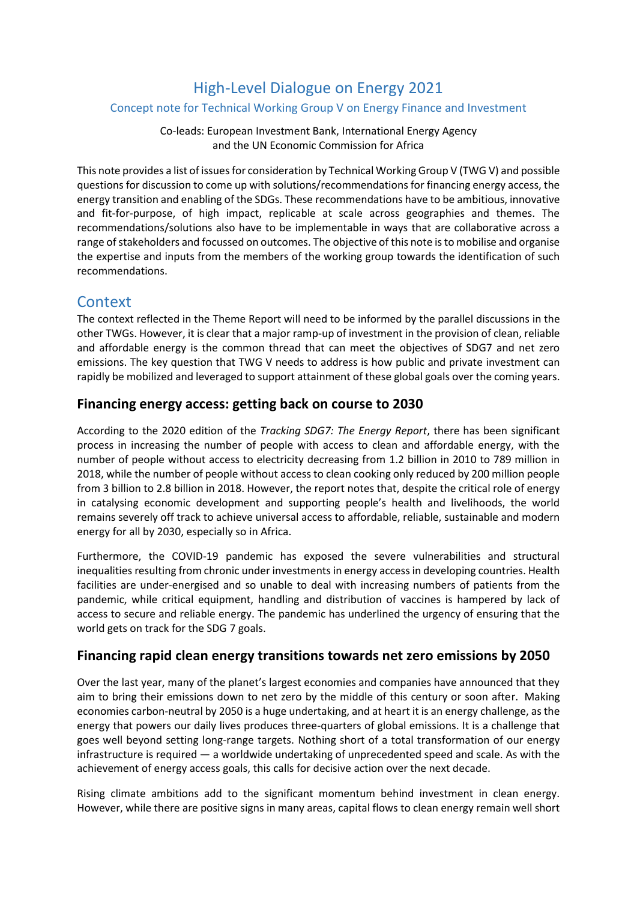# High-Level Dialogue on Energy 2021

## Concept note for Technical Working Group V on Energy Finance and Investment

Co-leads: European Investment Bank, International Energy Agency
and the UN Economic Commission for Africa

This note provides a list of issues for consideration by Technical Working Group V (TWG V) and possible questions for discussion to come up with solutions/recommendations for financing energy access, the energy transition and enabling of the SDGs. These recommendations have to be ambitious, innovative and fit-for-purpose, of high impact, replicable at scale across geographies and themes. The recommendations/solutions also have to be implementable in ways that are collaborative across a range of stakeholders and focussed on outcomes. The objective of this note is to mobilise and organise the expertise and inputs from the members of the working group towards the identification of such recommendations.

## Context

The context reflected in the Theme Report will need to be informed by the parallel discussions in the other TWGs. However, it is clear that a major ramp-up of investment in the provision of clean, reliable and affordable energy is the common thread that can meet the objectives of SDG7 and net zero emissions. The key question that TWG V needs to address is how public and private investment can rapidly be mobilized and leveraged to support attainment of these global goals over the coming years.

### Financing energy access: getting back on course to 2030

According to the 2020 edition of the *Tracking SDG7: The Energy Report*, there has been significant process in increasing the number of people with access to clean and affordable energy, with the number of people without access to electricity decreasing from 1.2 billion in 2010 to 789 million in 2018, while the number of people without access to clean cooking only reduced by 200 million people from 3 billion to 2.8 billion in 2018. However, the report notes that, despite the critical role of energy in catalysing economic development and supporting people's health and livelihoods, the world remains severely off track to achieve universal access to affordable, reliable, sustainable and modern energy for all by 2030, especially so in Africa.

Furthermore, the COVID-19 pandemic has exposed the severe vulnerabilities and structural inequalities resulting from chronic under investments in energy access in developing countries. Health facilities are under-energised and so unable to deal with increasing numbers of patients from the pandemic, while critical equipment, handling and distribution of vaccines is hampered by lack of access to secure and reliable energy. The pandemic has underlined the urgency of ensuring that the world gets on track for the SDG 7 goals.

### Financing rapid clean energy transitions towards net zero emissions by 2050

Over the last year, many of the planet's largest economies and companies have announced that they aim to bring their emissions down to net zero by the middle of this century or soon after. Making economies carbon-neutral by 2050 is a huge undertaking, and at heart it is an energy challenge, as the energy that powers our daily lives produces three-quarters of global emissions. It is a challenge that goes well beyond setting long-range targets. Nothing short of a total transformation of our energy infrastructure is required — a worldwide undertaking of unprecedented speed and scale. As with the achievement of energy access goals, this calls for decisive action over the next decade.

Rising climate ambitions add to the significant momentum behind investment in clean energy. However, while there are positive signs in many areas, capital flows to clean energy remain well short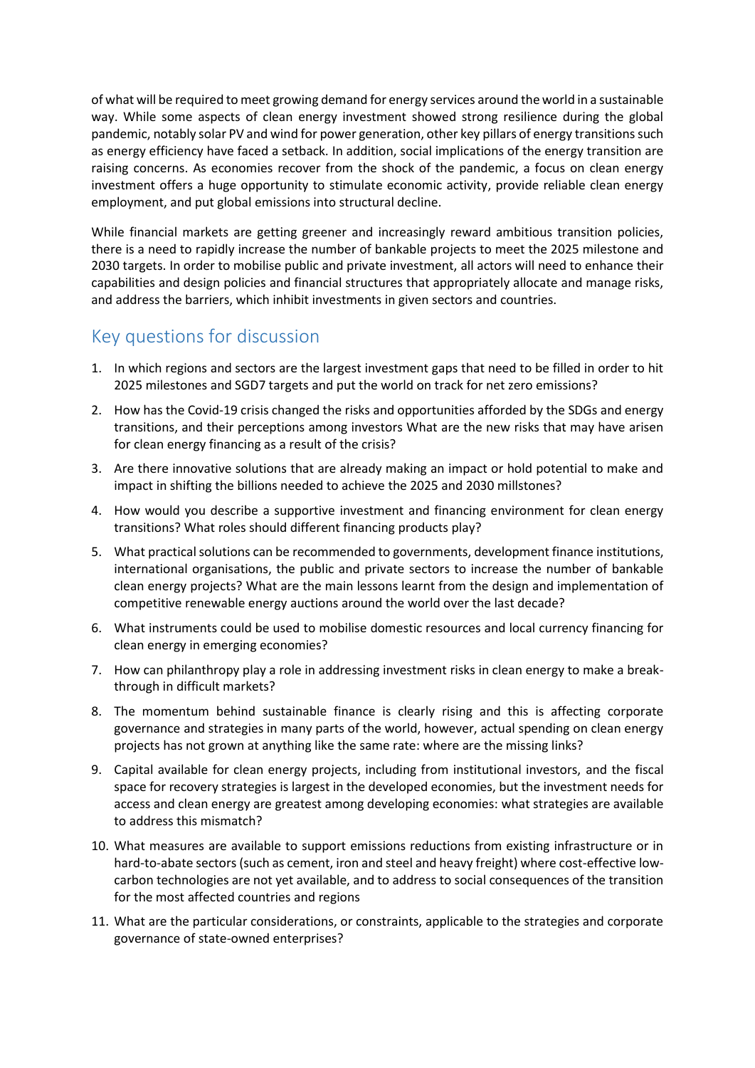of what will be required to meet growing demand for energy services around the world in a sustainable way. While some aspects of clean energy investment showed strong resilience during the global pandemic, notably solar PV and wind for power generation, other key pillars of energy transitions such as energy efficiency have faced a setback. In addition, social implications of the energy transition are raising concerns. As economies recover from the shock of the pandemic, a focus on clean energy investment offers a huge opportunity to stimulate economic activity, provide reliable clean energy employment, and put global emissions into structural decline.

While financial markets are getting greener and increasingly reward ambitious transition policies, there is a need to rapidly increase the number of bankable projects to meet the 2025 milestone and 2030 targets. In order to mobilise public and private investment, all actors will need to enhance their capabilities and design policies and financial structures that appropriately allocate and manage risks, and address the barriers, which inhibit investments in given sectors and countries.

## Key questions for discussion

1. In which regions and sectors are the largest investment gaps that need to be filled in order to hit 2025 milestones and SGD7 targets and put the world on track for net zero emissions?
2. How has the Covid-19 crisis changed the risks and opportunities afforded by the SDGs and energy transitions, and their perceptions among investors What are the new risks that may have arisen for clean energy financing as a result of the crisis?
3. Are there innovative solutions that are already making an impact or hold potential to make and impact in shifting the billions needed to achieve the 2025 and 2030 millstones?
4. How would you describe a supportive investment and financing environment for clean energy transitions? What roles should different financing products play?
5. What practical solutions can be recommended to governments, development finance institutions, international organisations, the public and private sectors to increase the number of bankable clean energy projects? What are the main lessons learnt from the design and implementation of competitive renewable energy auctions around the world over the last decade?
6. What instruments could be used to mobilise domestic resources and local currency financing for clean energy in emerging economies?
7. How can philanthropy play a role in addressing investment risks in clean energy to make a break-through in difficult markets?
8. The momentum behind sustainable finance is clearly rising and this is affecting corporate governance and strategies in many parts of the world, however, actual spending on clean energy projects has not grown at anything like the same rate: where are the missing links?
9. Capital available for clean energy projects, including from institutional investors, and the fiscal space for recovery strategies is largest in the developed economies, but the investment needs for access and clean energy are greatest among developing economies: what strategies are available to address this mismatch?
10. What measures are available to support emissions reductions from existing infrastructure or in hard-to-abate sectors (such as cement, iron and steel and heavy freight) where cost-effective low-carbon technologies are not yet available, and to address to social consequences of the transition for the most affected countries and regions
11. What are the particular considerations, or constraints, applicable to the strategies and corporate governance of state-owned enterprises?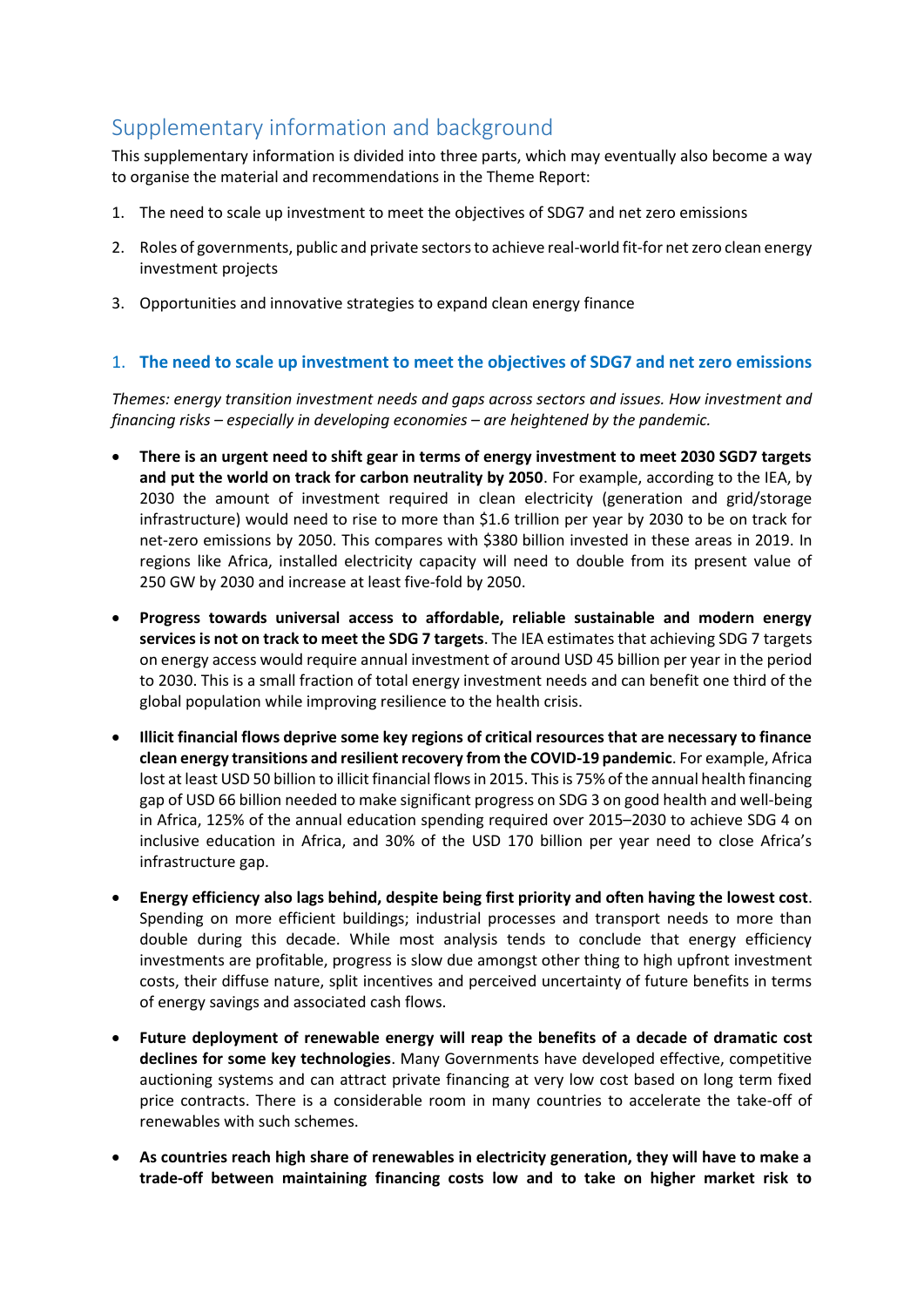## Supplementary information and background

This supplementary information is divided into three parts, which may eventually also become a way to organise the material and recommendations in the Theme Report:

1. The need to scale up investment to meet the objectives of SDG7 and net zero emissions
2. Roles of governments, public and private sectors to achieve real-world fit-for net zero clean energy investment projects
3. Opportunities and innovative strategies to expand clean energy finance

### 1. The need to scale up investment to meet the objectives of SDG7 and net zero emissions

*Themes: energy transition investment needs and gaps across sectors and issues. How investment and financing risks – especially in developing economies – are heightened by the pandemic.*

- **There is an urgent need to shift gear in terms of energy investment to meet 2030 SGD7 targets and put the world on track for carbon neutrality by 2050**. For example, according to the IEA, by 2030 the amount of investment required in clean electricity (generation and grid/storage infrastructure) would need to rise to more than $1.6 trillion per year by 2030 to be on track for net-zero emissions by 2050. This compares with $380 billion invested in these areas in 2019. In regions like Africa, installed electricity capacity will need to double from its present value of 250 GW by 2030 and increase at least five-fold by 2050.

- **Progress towards universal access to affordable, reliable sustainable and modern energy services is not on track to meet the SDG 7 targets**. The IEA estimates that achieving SDG 7 targets on energy access would require annual investment of around USD 45 billion per year in the period to 2030. This is a small fraction of total energy investment needs and can benefit one third of the global population while improving resilience to the health crisis.

- **Illicit financial flows deprive some key regions of critical resources that are necessary to finance clean energy transitions and resilient recovery from the COVID-19 pandemic**. For example, Africa lost at least USD 50 billion to illicit financial flows in 2015. This is 75% of the annual health financing gap of USD 66 billion needed to make significant progress on SDG 3 on good health and well-being in Africa, 125% of the annual education spending required over 2015–2030 to achieve SDG 4 on inclusive education in Africa, and 30% of the USD 170 billion per year need to close Africa's infrastructure gap.

- **Energy efficiency also lags behind, despite being first priority and often having the lowest cost**. Spending on more efficient buildings; industrial processes and transport needs to more than double during this decade. While most analysis tends to conclude that energy efficiency investments are profitable, progress is slow due amongst other thing to high upfront investment costs, their diffuse nature, split incentives and perceived uncertainty of future benefits in terms of energy savings and associated cash flows.

- **Future deployment of renewable energy will reap the benefits of a decade of dramatic cost declines for some key technologies**. Many Governments have developed effective, competitive auctioning systems and can attract private financing at very low cost based on long term fixed price contracts. There is a considerable room in many countries to accelerate the take-off of renewables with such schemes.

- **As countries reach high share of renewables in electricity generation, they will have to make a trade-off between maintaining financing costs low and to take on higher market risk to**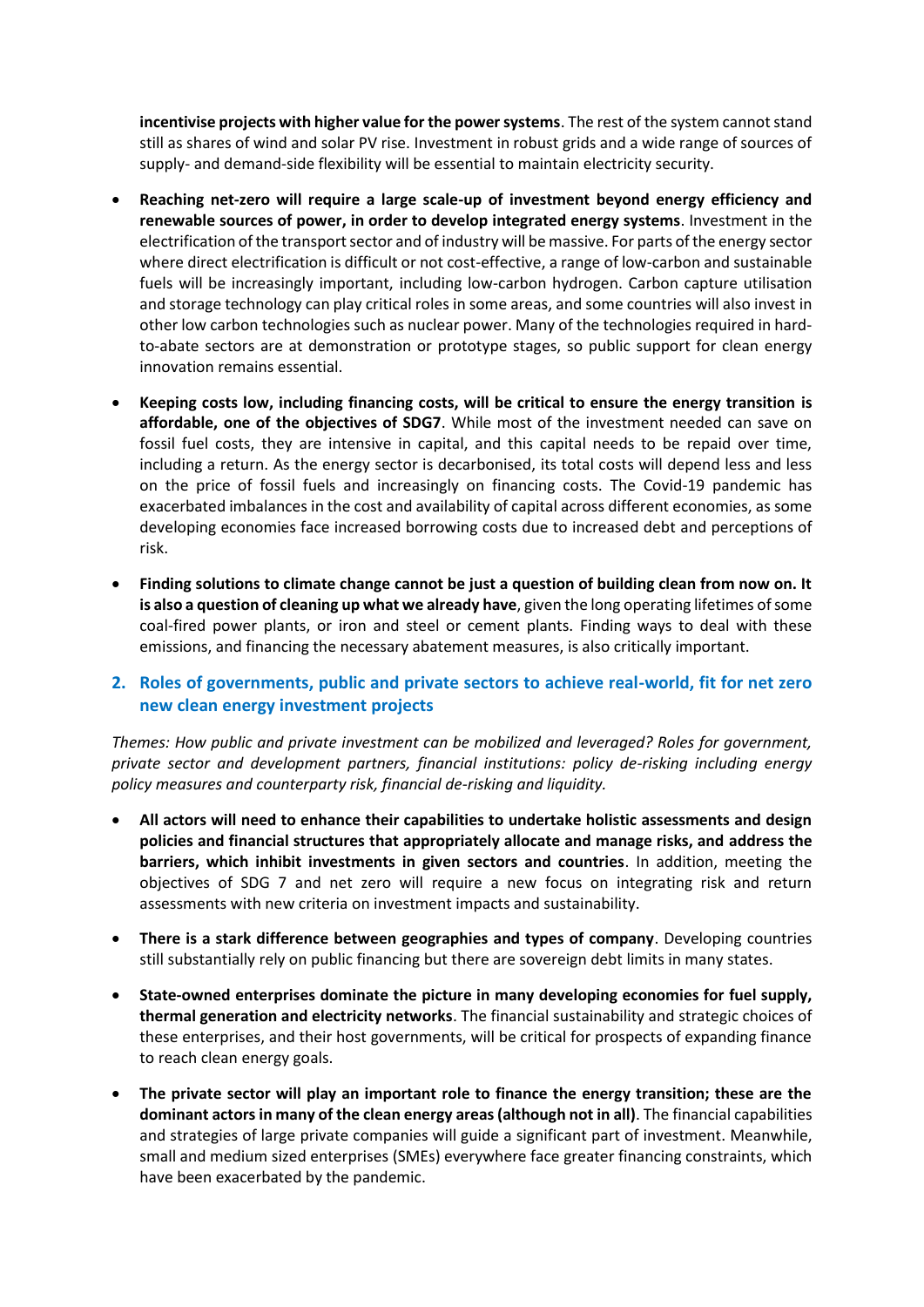**incentivise projects with higher value for the power systems**. The rest of the system cannot stand still as shares of wind and solar PV rise. Investment in robust grids and a wide range of sources of supply- and demand-side flexibility will be essential to maintain electricity security.

- **Reaching net-zero will require a large scale-up of investment beyond energy efficiency and renewable sources of power, in order to develop integrated energy systems**. Investment in the electrification of the transport sector and of industry will be massive. For parts of the energy sector where direct electrification is difficult or not cost-effective, a range of low-carbon and sustainable fuels will be increasingly important, including low-carbon hydrogen. Carbon capture utilisation and storage technology can play critical roles in some areas, and some countries will also invest in other low carbon technologies such as nuclear power. Many of the technologies required in hard-to-abate sectors are at demonstration or prototype stages, so public support for clean energy innovation remains essential.
- **Keeping costs low, including financing costs, will be critical to ensure the energy transition is affordable, one of the objectives of SDG7**. While most of the investment needed can save on fossil fuel costs, they are intensive in capital, and this capital needs to be repaid over time, including a return. As the energy sector is decarbonised, its total costs will depend less and less on the price of fossil fuels and increasingly on financing costs. The Covid-19 pandemic has exacerbated imbalances in the cost and availability of capital across different economies, as some developing economies face increased borrowing costs due to increased debt and perceptions of risk.
- **Finding solutions to climate change cannot be just a question of building clean from now on. It is also a question of cleaning up what we already have**, given the long operating lifetimes of some coal-fired power plants, or iron and steel or cement plants. Finding ways to deal with these emissions, and financing the necessary abatement measures, is also critically important.

## 2. Roles of governments, public and private sectors to achieve real-world, fit for net zero new clean energy investment projects

*Themes: How public and private investment can be mobilized and leveraged? Roles for government, private sector and development partners, financial institutions: policy de-risking including energy policy measures and counterparty risk, financial de-risking and liquidity.*

- **All actors will need to enhance their capabilities to undertake holistic assessments and design policies and financial structures that appropriately allocate and manage risks, and address the barriers, which inhibit investments in given sectors and countries**. In addition, meeting the objectives of SDG 7 and net zero will require a new focus on integrating risk and return assessments with new criteria on investment impacts and sustainability.
- **There is a stark difference between geographies and types of company**. Developing countries still substantially rely on public financing but there are sovereign debt limits in many states.
- **State-owned enterprises dominate the picture in many developing economies for fuel supply, thermal generation and electricity networks**. The financial sustainability and strategic choices of these enterprises, and their host governments, will be critical for prospects of expanding finance to reach clean energy goals.
- **The private sector will play an important role to finance the energy transition; these are the dominant actors in many of the clean energy areas (although not in all)**. The financial capabilities and strategies of large private companies will guide a significant part of investment. Meanwhile, small and medium sized enterprises (SMEs) everywhere face greater financing constraints, which have been exacerbated by the pandemic.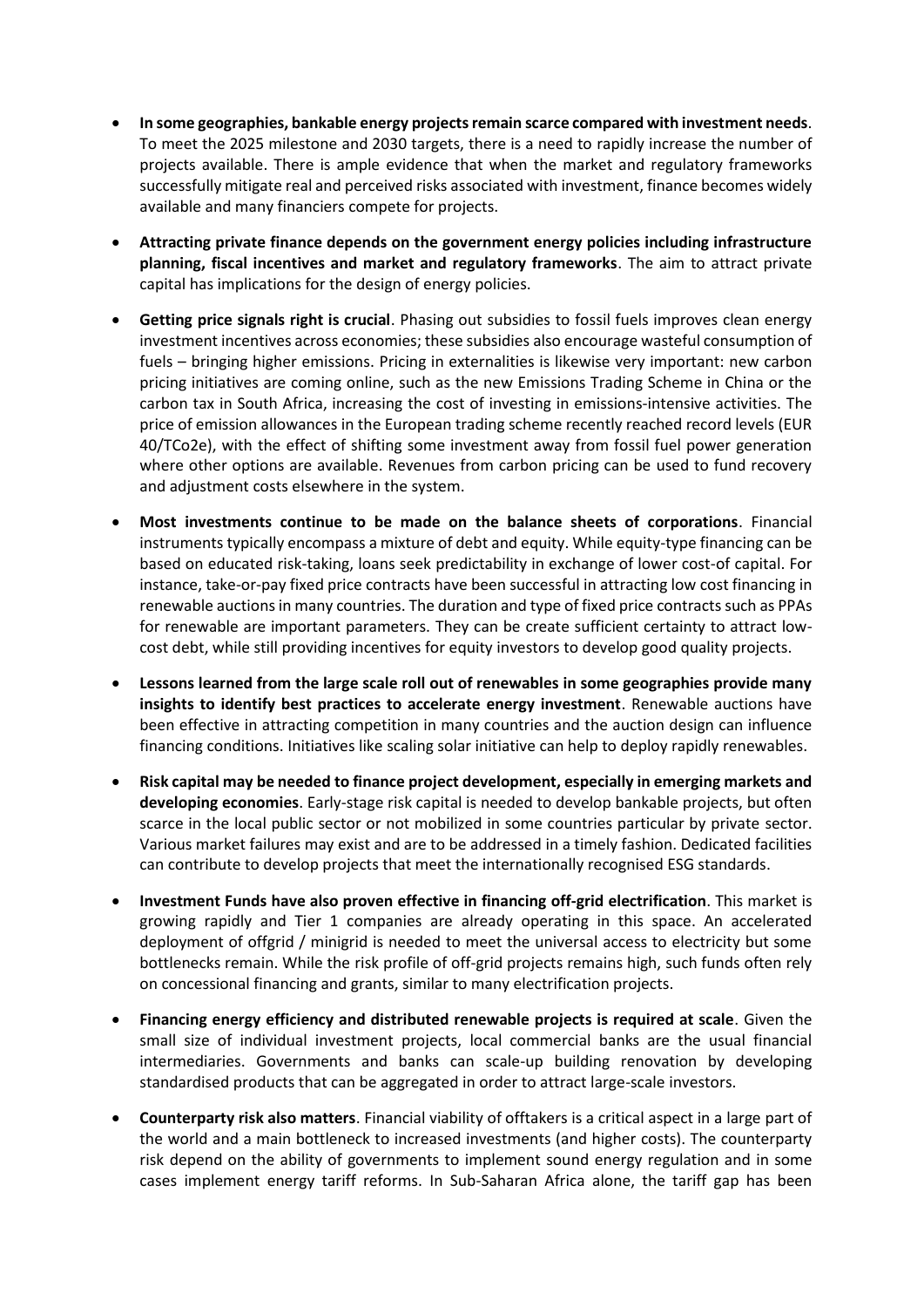- **In some geographies, bankable energy projects remain scarce compared with investment needs**. To meet the 2025 milestone and 2030 targets, there is a need to rapidly increase the number of projects available. There is ample evidence that when the market and regulatory frameworks successfully mitigate real and perceived risks associated with investment, finance becomes widely available and many financiers compete for projects.

- **Attracting private finance depends on the government energy policies including infrastructure planning, fiscal incentives and market and regulatory frameworks**. The aim to attract private capital has implications for the design of energy policies.

- **Getting price signals right is crucial**. Phasing out subsidies to fossil fuels improves clean energy investment incentives across economies; these subsidies also encourage wasteful consumption of fuels – bringing higher emissions. Pricing in externalities is likewise very important: new carbon pricing initiatives are coming online, such as the new Emissions Trading Scheme in China or the carbon tax in South Africa, increasing the cost of investing in emissions-intensive activities. The price of emission allowances in the European trading scheme recently reached record levels (EUR 40/TCo2e), with the effect of shifting some investment away from fossil fuel power generation where other options are available. Revenues from carbon pricing can be used to fund recovery and adjustment costs elsewhere in the system.

- **Most investments continue to be made on the balance sheets of corporations**. Financial instruments typically encompass a mixture of debt and equity. While equity-type financing can be based on educated risk-taking, loans seek predictability in exchange of lower cost-of capital. For instance, take-or-pay fixed price contracts have been successful in attracting low cost financing in renewable auctions in many countries. The duration and type of fixed price contracts such as PPAs for renewable are important parameters. They can be create sufficient certainty to attract low-cost debt, while still providing incentives for equity investors to develop good quality projects.

- **Lessons learned from the large scale roll out of renewables in some geographies provide many insights to identify best practices to accelerate energy investment**. Renewable auctions have been effective in attracting competition in many countries and the auction design can influence financing conditions. Initiatives like scaling solar initiative can help to deploy rapidly renewables.

- **Risk capital may be needed to finance project development, especially in emerging markets and developing economies**. Early-stage risk capital is needed to develop bankable projects, but often scarce in the local public sector or not mobilized in some countries particular by private sector. Various market failures may exist and are to be addressed in a timely fashion. Dedicated facilities can contribute to develop projects that meet the internationally recognised ESG standards.

- **Investment Funds have also proven effective in financing off-grid electrification**. This market is growing rapidly and Tier 1 companies are already operating in this space. An accelerated deployment of offgrid / minigrid is needed to meet the universal access to electricity but some bottlenecks remain. While the risk profile of off-grid projects remains high, such funds often rely on concessional financing and grants, similar to many electrification projects.

- **Financing energy efficiency and distributed renewable projects is required at scale**. Given the small size of individual investment projects, local commercial banks are the usual financial intermediaries. Governments and banks can scale-up building renovation by developing standardised products that can be aggregated in order to attract large-scale investors.

- **Counterparty risk also matters**. Financial viability of offtakers is a critical aspect in a large part of the world and a main bottleneck to increased investments (and higher costs). The counterparty risk depend on the ability of governments to implement sound energy regulation and in some cases implement energy tariff reforms. In Sub-Saharan Africa alone, the tariff gap has been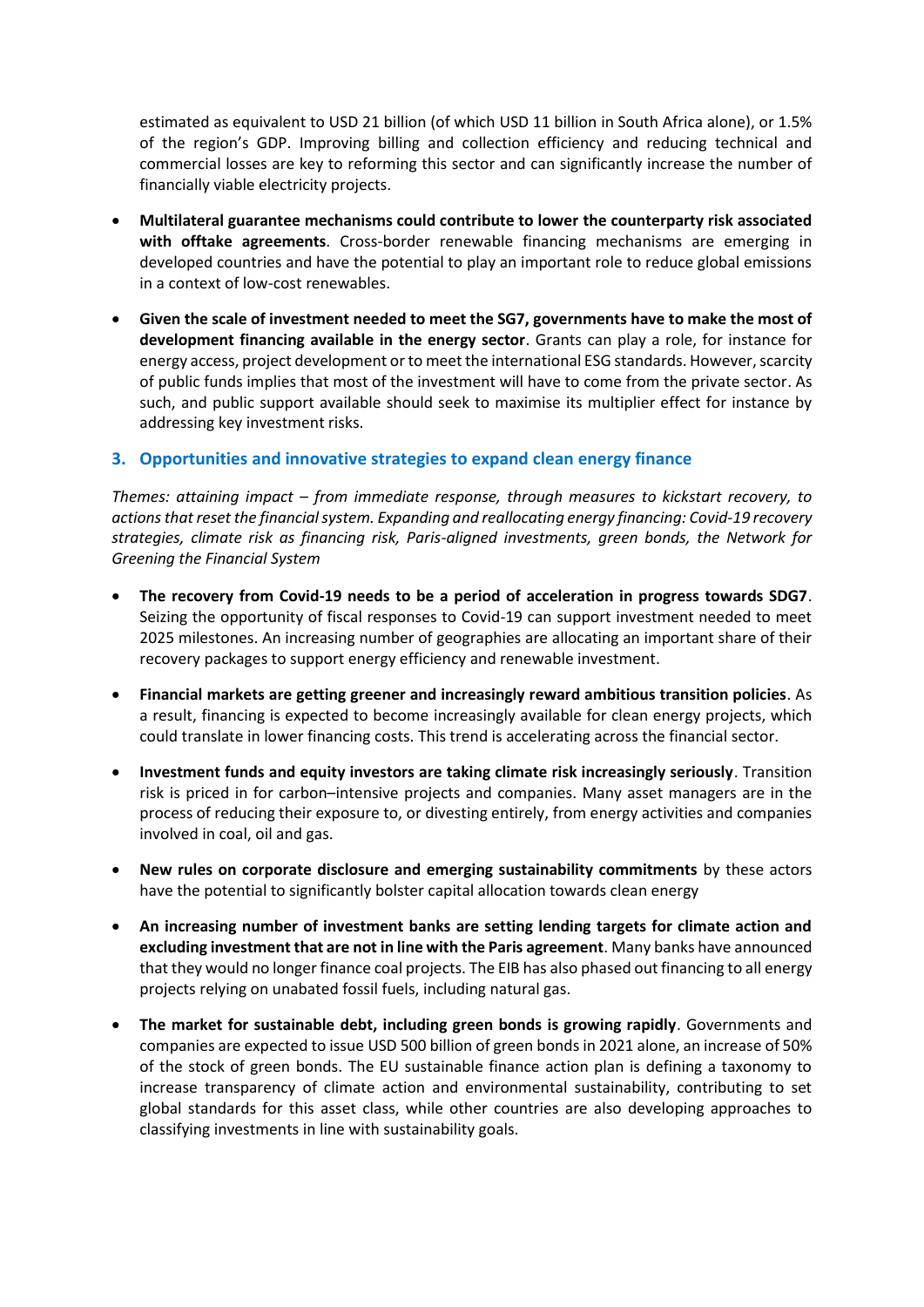estimated as equivalent to USD 21 billion (of which USD 11 billion in South Africa alone), or 1.5% of the region's GDP. Improving billing and collection efficiency and reducing technical and commercial losses are key to reforming this sector and can significantly increase the number of financially viable electricity projects.

- **Multilateral guarantee mechanisms could contribute to lower the counterparty risk associated with offtake agreements**. Cross-border renewable financing mechanisms are emerging in developed countries and have the potential to play an important role to reduce global emissions in a context of low-cost renewables.
- **Given the scale of investment needed to meet the SG7, governments have to make the most of development financing available in the energy sector**. Grants can play a role, for instance for energy access, project development or to meet the international ESG standards. However, scarcity of public funds implies that most of the investment will have to come from the private sector. As such, and public support available should seek to maximise its multiplier effect for instance by addressing key investment risks.

## 3. Opportunities and innovative strategies to expand clean energy finance

*Themes: attaining impact – from immediate response, through measures to kickstart recovery, to actions that reset the financial system. Expanding and reallocating energy financing: Covid-19 recovery strategies, climate risk as financing risk, Paris-aligned investments, green bonds, the Network for Greening the Financial System*

- **The recovery from Covid-19 needs to be a period of acceleration in progress towards SDG7**. Seizing the opportunity of fiscal responses to Covid-19 can support investment needed to meet 2025 milestones. An increasing number of geographies are allocating an important share of their recovery packages to support energy efficiency and renewable investment.
- **Financial markets are getting greener and increasingly reward ambitious transition policies**. As a result, financing is expected to become increasingly available for clean energy projects, which could translate in lower financing costs. This trend is accelerating across the financial sector.
- **Investment funds and equity investors are taking climate risk increasingly seriously**. Transition risk is priced in for carbon–intensive projects and companies. Many asset managers are in the process of reducing their exposure to, or divesting entirely, from energy activities and companies involved in coal, oil and gas.
- **New rules on corporate disclosure and emerging sustainability commitments** by these actors have the potential to significantly bolster capital allocation towards clean energy
- **An increasing number of investment banks are setting lending targets for climate action and excluding investment that are not in line with the Paris agreement**. Many banks have announced that they would no longer finance coal projects. The EIB has also phased out financing to all energy projects relying on unabated fossil fuels, including natural gas.
- **The market for sustainable debt, including green bonds is growing rapidly**. Governments and companies are expected to issue USD 500 billion of green bonds in 2021 alone, an increase of 50% of the stock of green bonds. The EU sustainable finance action plan is defining a taxonomy to increase transparency of climate action and environmental sustainability, contributing to set global standards for this asset class, while other countries are also developing approaches to classifying investments in line with sustainability goals.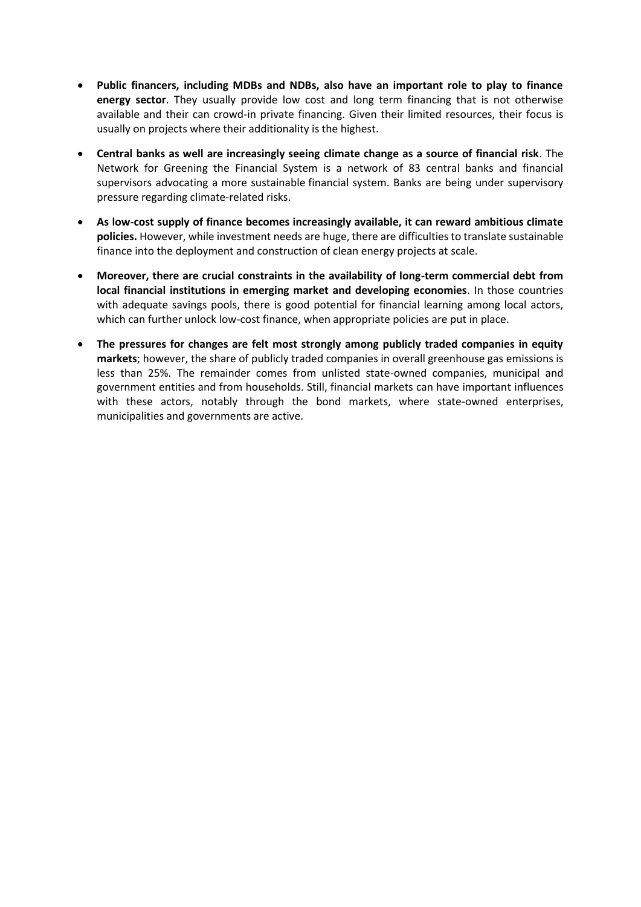- **Public financers, including MDBs and NDBs, also have an important role to play to finance energy sector**. They usually provide low cost and long term financing that is not otherwise available and their can crowd-in private financing. Given their limited resources, their focus is usually on projects where their additionality is the highest.

- **Central banks as well are increasingly seeing climate change as a source of financial risk**. The Network for Greening the Financial System is a network of 83 central banks and financial supervisors advocating a more sustainable financial system. Banks are being under supervisory pressure regarding climate-related risks.

- **As low-cost supply of finance becomes increasingly available, it can reward ambitious climate policies.** However, while investment needs are huge, there are difficulties to translate sustainable finance into the deployment and construction of clean energy projects at scale.

- **Moreover, there are crucial constraints in the availability of long-term commercial debt from local financial institutions in emerging market and developing economies**. In those countries with adequate savings pools, there is good potential for financial learning among local actors, which can further unlock low-cost finance, when appropriate policies are put in place.

- **The pressures for changes are felt most strongly among publicly traded companies in equity markets**; however, the share of publicly traded companies in overall greenhouse gas emissions is less than 25%. The remainder comes from unlisted state-owned companies, municipal and government entities and from households. Still, financial markets can have important influences with these actors, notably through the bond markets, where state-owned enterprises, municipalities and governments are active.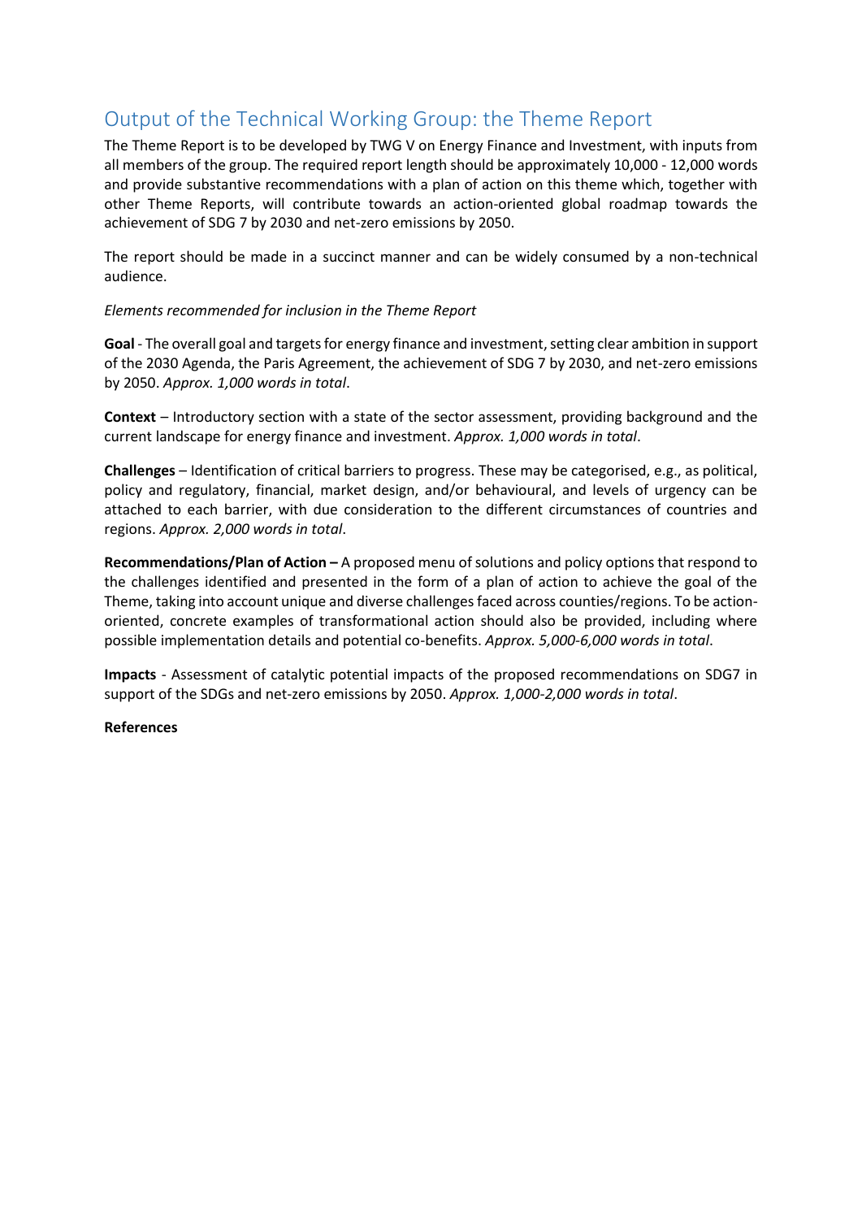## Output of the Technical Working Group: the Theme Report

The Theme Report is to be developed by TWG V on Energy Finance and Investment, with inputs from all members of the group. The required report length should be approximately 10,000 - 12,000 words and provide substantive recommendations with a plan of action on this theme which, together with other Theme Reports, will contribute towards an action-oriented global roadmap towards the achievement of SDG 7 by 2030 and net-zero emissions by 2050.

The report should be made in a succinct manner and can be widely consumed by a non-technical audience.

*Elements recommended for inclusion in the Theme Report*

**Goal** - The overall goal and targets for energy finance and investment, setting clear ambition in support of the 2030 Agenda, the Paris Agreement, the achievement of SDG 7 by 2030, and net-zero emissions by 2050. *Approx. 1,000 words in total*.

**Context** – Introductory section with a state of the sector assessment, providing background and the current landscape for energy finance and investment. *Approx. 1,000 words in total*.

**Challenges** – Identification of critical barriers to progress. These may be categorised, e.g., as political, policy and regulatory, financial, market design, and/or behavioural, and levels of urgency can be attached to each barrier, with due consideration to the different circumstances of countries and regions. *Approx. 2,000 words in total*.

**Recommendations/Plan of Action –** A proposed menu of solutions and policy options that respond to the challenges identified and presented in the form of a plan of action to achieve the goal of the Theme, taking into account unique and diverse challenges faced across counties/regions. To be action-oriented, concrete examples of transformational action should also be provided, including where possible implementation details and potential co-benefits. *Approx. 5,000-6,000 words in total*.

**Impacts** - Assessment of catalytic potential impacts of the proposed recommendations on SDG7 in support of the SDGs and net-zero emissions by 2050. *Approx. 1,000-2,000 words in total*.

**References**